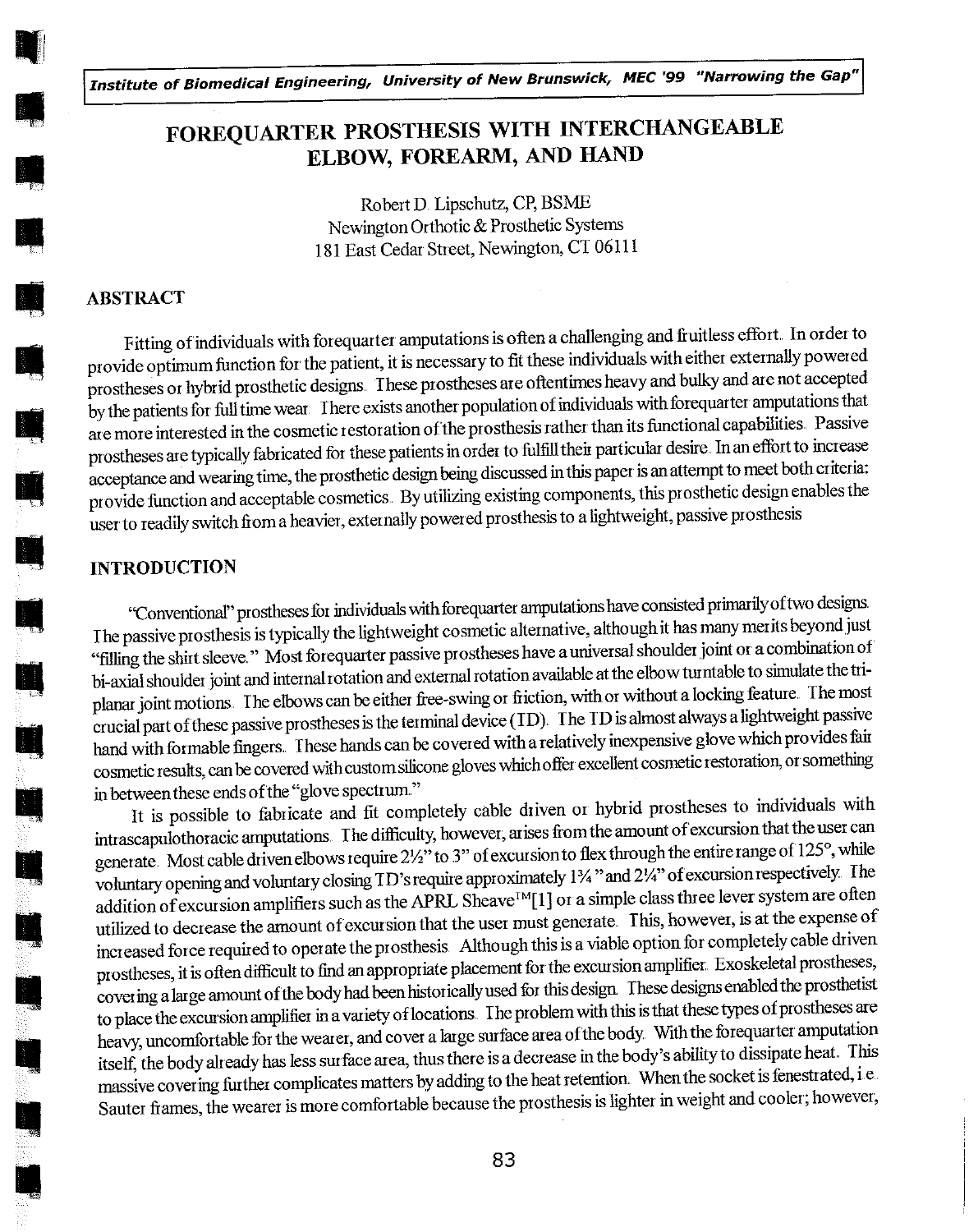# FOREQUARTER PROSTHESIS WITH INTERCHANGEABLE ELBOW, FOREARM, AND HAND

Robert D. Lipschutz, CP, BSME
Newington Orthotic & Prosthetic Systems
181 East Cedar Street, Newington, CT 06111

## ABSTRACT

Fitting of individuals with forequarter amputations is often a challenging and fruitless effort. In order to provide optimum function for the patient, it is necessary to fit these individuals with either externally powered prostheses or hybrid prosthetic designs. These prostheses are oftentimes heavy and bulky and are not accepted by the patients for full time wear. There exists another population of individuals with forequarter amputations that are more interested in the cosmetic restoration of the prosthesis rather than its functional capabilities. Passive prostheses are typically fabricated for these patients in order to fulfill their particular desire. In an effort to increase acceptance and wearing time, the prosthetic design being discussed in this paper is an attempt to meet both criteria: provide function and acceptable cosmetics. By utilizing existing components, this prosthetic design enables the user to readily switch from a heavier, externally powered prosthesis to a lightweight, passive prosthesis

## INTRODUCTION

"Conventional" prostheses for individuals with forequarter amputations have consisted primarily of two designs. The passive prosthesis is typically the lightweight cosmetic alternative, although it has many merits beyond just "filling the shirt sleeve." Most forequarter passive prostheses have a universal shoulder joint or a combination of bi-axial shoulder joint and internal rotation and external rotation available at the elbow turntable to simulate the tri-planar joint motions. The elbows can be either free-swing or friction, with or without a locking feature. The most crucial part of these passive prostheses is the terminal device (TD). The TD is almost always a lightweight passive hand with formable fingers. These hands can be covered with a relatively inexpensive glove which provides fair cosmetic results, can be covered with custom silicone gloves which offer excellent cosmetic restoration, or something in between these ends of the "glove spectrum."

It is possible to fabricate and fit completely cable driven or hybrid prostheses to individuals with intrascapulothoracic amputations. The difficulty, however, arises from the amount of excursion that the user can generate. Most cable driven elbows require 2½" to 3" of excursion to flex through the entire range of 125°, while voluntary opening and voluntary closing TD's require approximately 1¾" and 2¼" of excursion respectively. The addition of excursion amplifiers such as the APRL Sheave™[1] or a simple class three lever system are often utilized to decrease the amount of excursion that the user must generate. This, however, is at the expense of increased force required to operate the prosthesis. Although this is a viable option for completely cable driven prostheses, it is often difficult to find an appropriate placement for the excursion amplifier. Exoskeletal prostheses, covering a large amount of the body had been historically used for this design. These designs enabled the prosthetist to place the excursion amplifier in a variety of locations. The problem with this is that these types of prostheses are heavy, uncomfortable for the wearer, and cover a large surface area of the body. With the forequarter amputation itself, the body already has less surface area, thus there is a decrease in the body's ability to dissipate heat. This massive covering further complicates matters by adding to the heat retention. When the socket is fenestrated, i.e. Sauter frames, the wearer is more comfortable because the prosthesis is lighter in weight and cooler; however,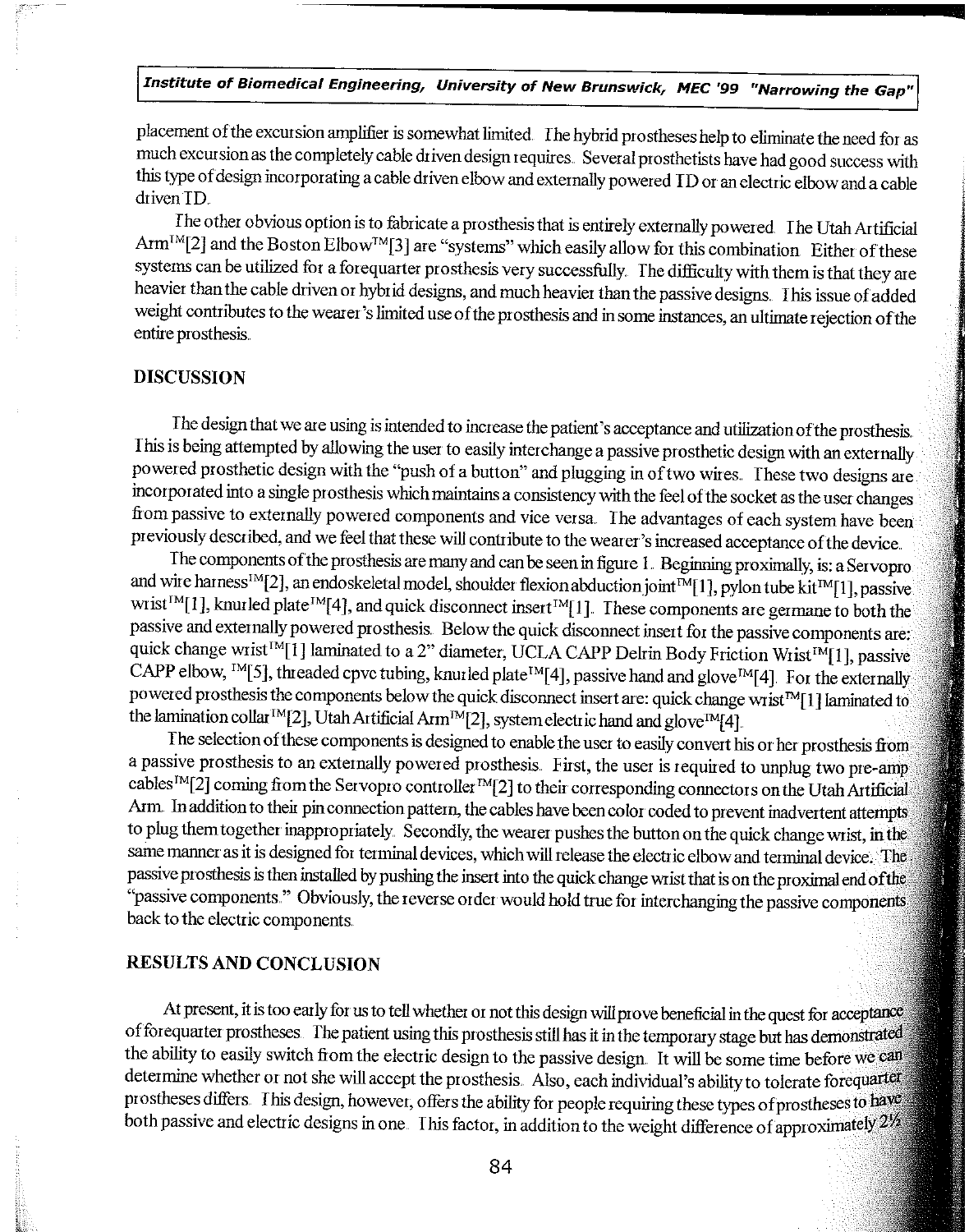placement of the excursion amplifier is somewhat limited. The hybrid prostheses help to eliminate the need for as much excursion as the completely cable driven design requires. Several prosthetists have had good success with this type of design incorporating a cable driven elbow and externally powered TD or an electric elbow and a cable driven TD.

The other obvious option is to fabricate a prosthesis that is entirely externally powered. The Utah Artificial Arm™[2] and the Boston Elbow™[3] are "systems" which easily allow for this combination. Either of these systems can be utilized for a forequarter prosthesis very successfully. The difficulty with them is that they are heavier than the cable driven or hybrid designs, and much heavier than the passive designs. This issue of added weight contributes to the wearer's limited use of the prosthesis and in some instances, an ultimate rejection of the entire prosthesis.

## DISCUSSION

The design that we are using is intended to increase the patient's acceptance and utilization of the prosthesis. This is being attempted by allowing the user to easily interchange a passive prosthetic design with an externally powered prosthetic design with the "push of a button" and plugging in of two wires. These two designs are incorporated into a single prosthesis which maintains a consistency with the feel of the socket as the user changes from passive to externally powered components and vice versa. The advantages of each system have been previously described, and we feel that these will contribute to the wearer's increased acceptance of the device.

The components of the prosthesis are many and can be seen in figure 1. Beginning proximally, is: a Servopro and wire harness™[2], an endoskeletal model, shoulder flexion abduction joint™[1], pylon tube kit™[1], passive wrist™[1], knurled plate™[4], and quick disconnect insert™[1]. These components are germane to both the passive and externally powered prosthesis. Below the quick disconnect insert for the passive components are: quick change wrist™[1] laminated to a 2" diameter, UCLA CAPP Delrin Body Friction Wrist™[1], passive CAPP elbow, ™[5], threaded cpvc tubing, knurled plate™[4], passive hand and glove™[4]. For the externally powered prosthesis the components below the quick disconnect insert are: quick change wrist™[1] laminated to the lamination collar™[2], Utah Artificial Arm™[2], system electric hand and glove™[4].

The selection of these components is designed to enable the user to easily convert his or her prosthesis from a passive prosthesis to an externally powered prosthesis. First, the user is required to unplug two pre-amp cables™[2] coming from the Servopro controller™[2] to their corresponding connectors on the Utah Artificial Arm. In addition to their pin connection pattern, the cables have been color coded to prevent inadvertent attempts to plug them together inappropriately. Secondly, the wearer pushes the button on the quick change wrist, in the same manner as it is designed for terminal devices, which will release the electric elbow and terminal device. The passive prosthesis is then installed by pushing the insert into the quick change wrist that is on the proximal end of the "passive components." Obviously, the reverse order would hold true for interchanging the passive components back to the electric components.

## RESULTS AND CONCLUSION

At present, it is too early for us to tell whether or not this design will prove beneficial in the quest for acceptance of forequarter prostheses. The patient using this prosthesis still has it in the temporary stage but has demonstrated the ability to easily switch from the electric design to the passive design. It will be some time before we can determine whether or not she will accept the prosthesis. Also, each individual's ability to tolerate forequarter prostheses differs. This design, however, offers the ability for people requiring these types of prostheses to have both passive and electric designs in one. This factor, in addition to the weight difference of approximately 2½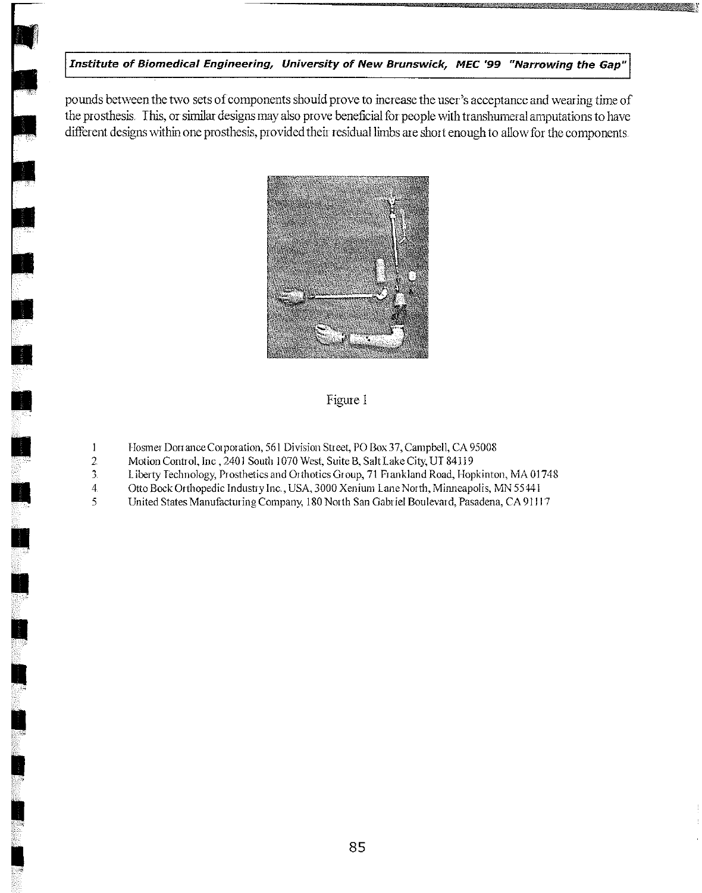pounds between the two sets of components should prove to increase the user's acceptance and wearing time of the prosthesis. This, or similar designs may also prove beneficial for people with transhumeral amputations to have different designs within one prosthesis, provided their residual limbs are short enough to allow for the components.

Figure 1

1. Hosmer Dorrance Corporation, 561 Division Street, PO Box 37, Campbell, CA 95008
2. Motion Control, Inc., 2401 South 1070 West, Suite B, Salt Lake City, UT 84119
3. Liberty Technology, Prosthetics and Orthotics Group, 71 Frankland Road, Hopkinton, MA 01748
4. Otto Bock Orthopedic Industry Inc., USA, 3000 Xenium Lane North, Minneapolis, MN 55441
5. United States Manufacturing Company, 180 North San Gabriel Boulevard, Pasadena, CA 91117